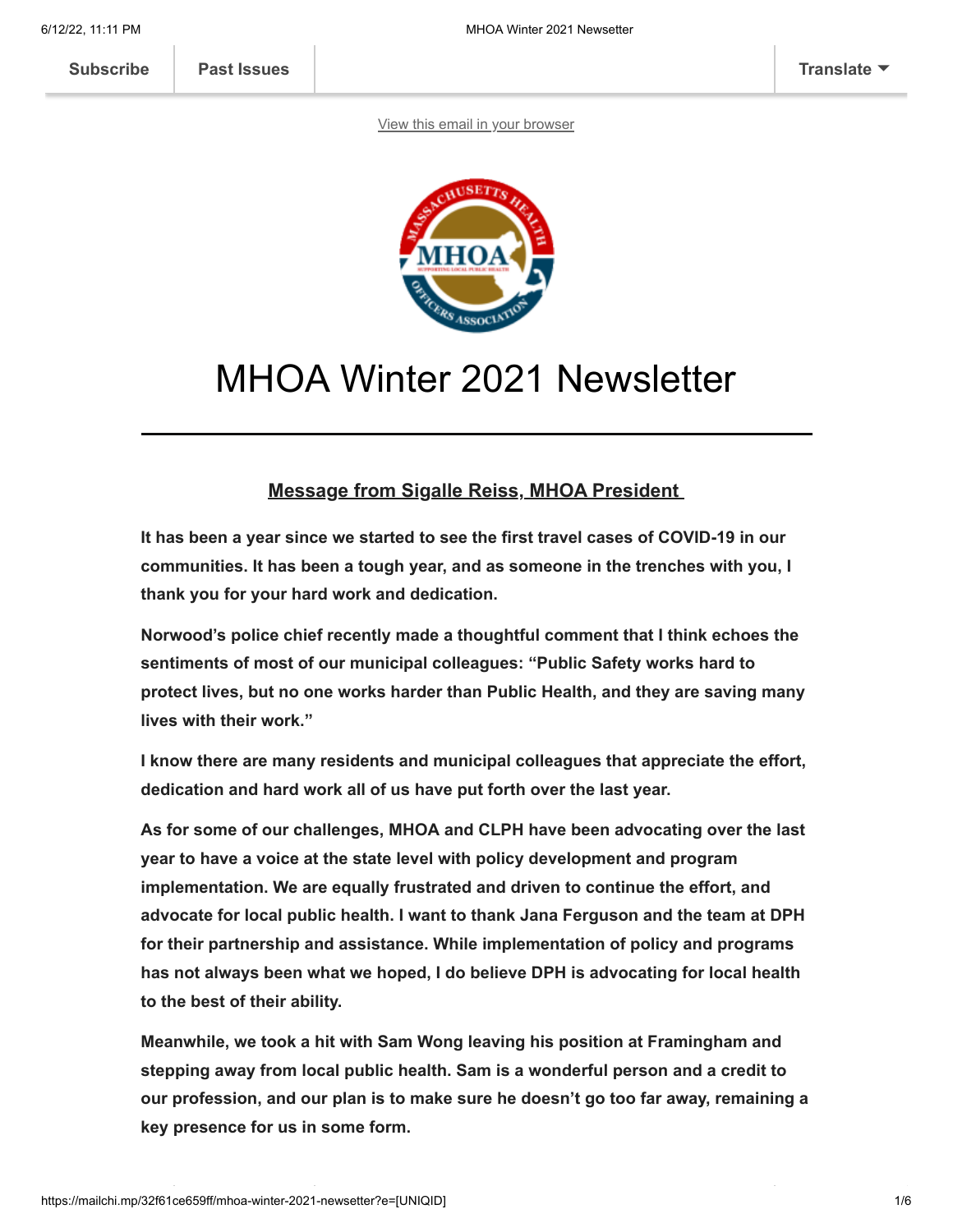Subscribe | Past Issues | Translate

View this email in your browser

# MHOA Winter 2021 Newsletter

---

## Message from Sigalle Reiss, MHOA President

**It has been a year since we started to see the first travel cases of COVID-19 in our communities. It has been a tough year, and as someone in the trenches with you, I thank you for your hard work and dedication.**

**Norwood's police chief recently made a thoughtful comment that I think echoes the sentiments of most of our municipal colleagues: "Public Safety works hard to protect lives, but no one works harder than Public Health, and they are saving many lives with their work."**

**I know there are many residents and municipal colleagues that appreciate the effort, dedication and hard work all of us have put forth over the last year.**

**As for some of our challenges, MHOA and CLPH have been advocating over the last year to have a voice at the state level with policy development and program implementation. We are equally frustrated and driven to continue the effort, and advocate for local public health. I want to thank Jana Ferguson and the team at DPH for their partnership and assistance. While implementation of policy and programs has not always been what we hoped, I do believe DPH is advocating for local health to the best of their ability.**

**Meanwhile, we took a hit with Sam Wong leaving his position at Framingham and stepping away from local public health. Sam is a wonderful person and a credit to our profession, and our plan is to make sure he doesn't go too far away, remaining a key presence for us in some form.**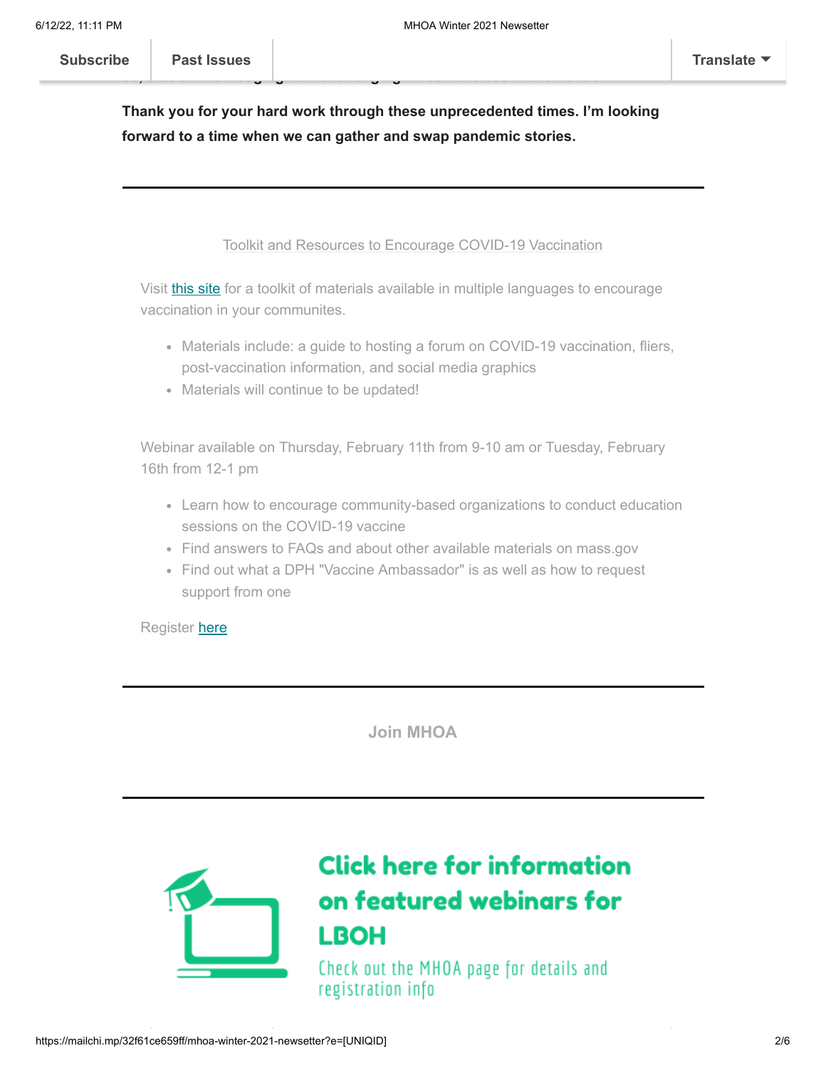Thank you for your hard work through these unprecedented times. I'm looking forward to a time when we can gather and swap pandemic stories.

---

## Toolkit and Resources to Encourage COVID-19 Vaccination

Visit this site for a toolkit of materials available in multiple languages to encourage vaccination in your communites.

- Materials include: a guide to hosting a forum on COVID-19 vaccination, fliers, post-vaccination information, and social media graphics
- Materials will continue to be updated!

Webinar available on Thursday, February 11th from 9-10 am or Tuesday, February 16th from 12-1 pm

- Learn how to encourage community-based organizations to conduct education sessions on the COVID-19 vaccine
- Find answers to FAQs and about other available materials on mass.gov
- Find out what a DPH "Vaccine Ambassador" is as well as how to request support from one

Register here

---

**Join MHOA**

---

**Click here for information on featured webinars for LBOH**

Check out the MHOA page for details and registration info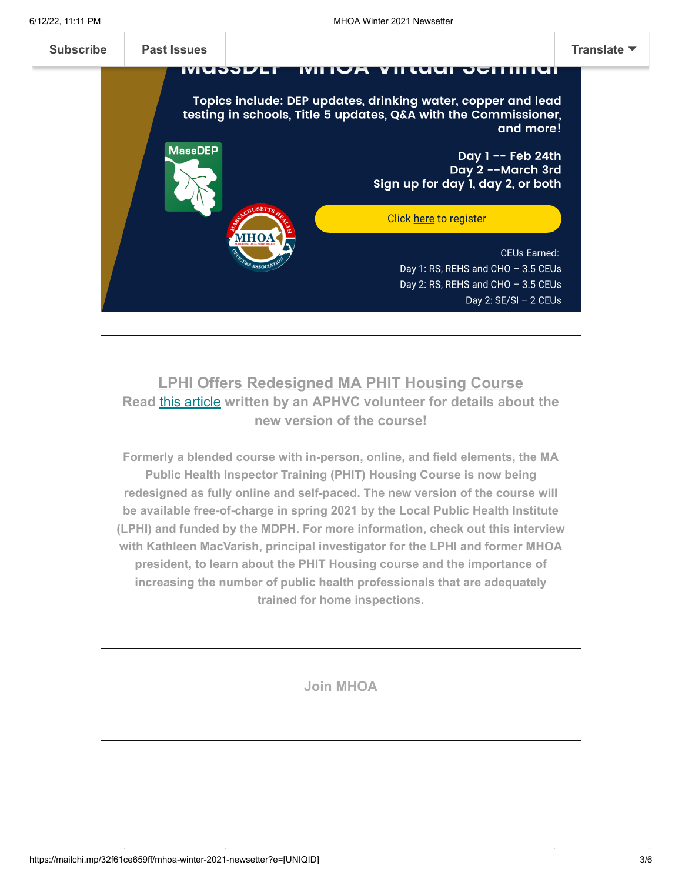Subscribe | Past Issues | Translate

Topics include: DEP updates, drinking water, copper and lead testing in schools, Title 5 updates, Q&A with the Commissioner, and more!

Day 1 -- Feb 24th
Day 2 --March 3rd
Sign up for day 1, day 2, or both

Click here to register

CEUs Earned:
Day 1: RS, REHS and CHO – 3.5 CEUs
Day 2: RS, REHS and CHO – 3.5 CEUs
Day 2: SE/SI – 2 CEUs

---

## LPHI Offers Redesigned MA PHIT Housing Course

**Read this article written by an APHVC volunteer for details about the new version of the course!**

**Formerly a blended course with in-person, online, and field elements, the MA Public Health Inspector Training (PHIT) Housing Course is now being redesigned as fully online and self-paced. The new version of the course will be available free-of-charge in spring 2021 by the Local Public Health Institute (LPHI) and funded by the MDPH. For more information, check out this interview with Kathleen MacVarish, principal investigator for the LPHI and former MHOA president, to learn about the PHIT Housing course and the importance of increasing the number of public health professionals that are adequately trained for home inspections.**

---

## Join MHOA

---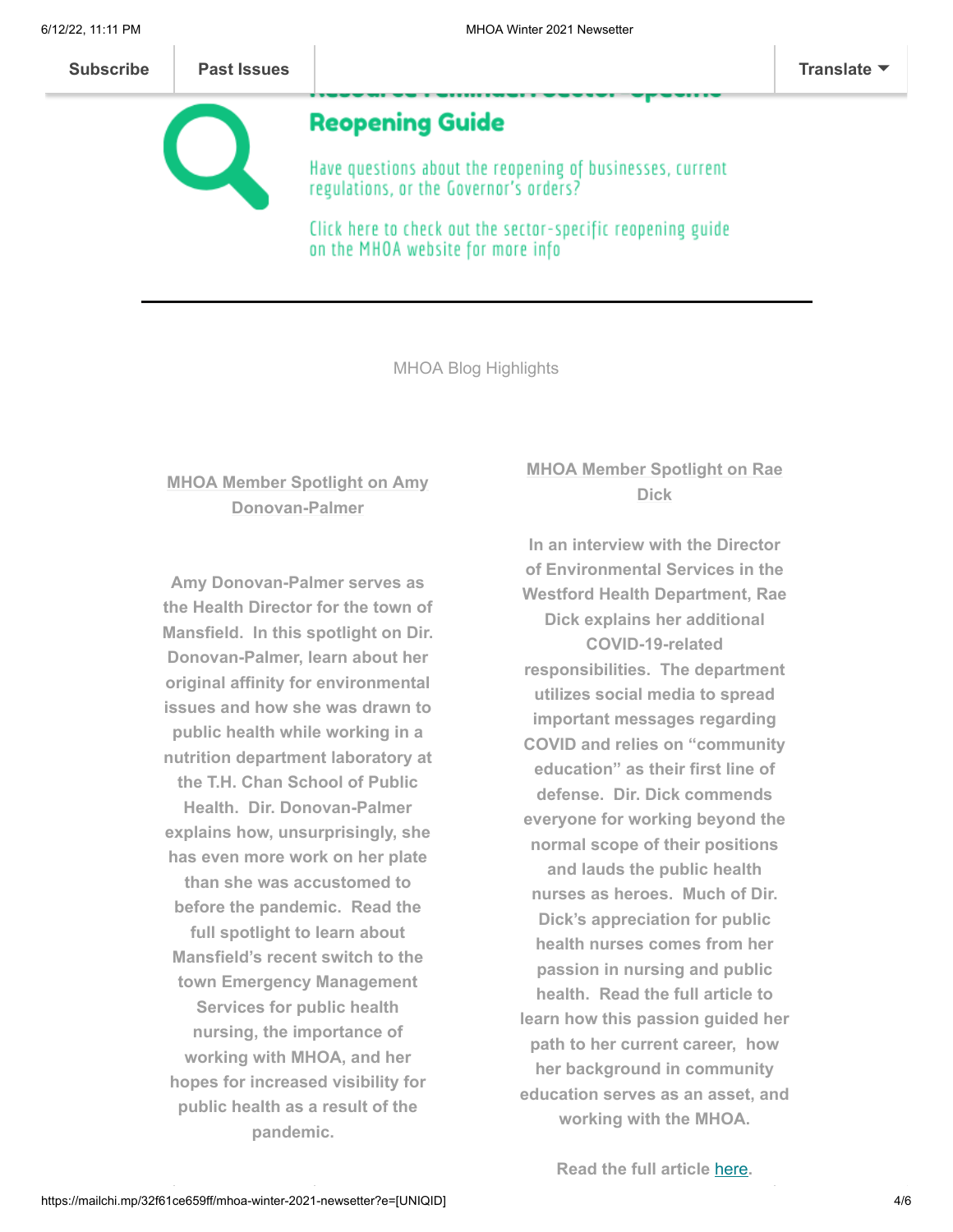Subscribe | Past Issues | Translate

## Reopening Guide

Have questions about the reopening of businesses, current regulations, or the Governor's orders?

Click here to check out the sector-specific reopening guide on the MHOA website for more info

---

MHOA Blog Highlights

**MHOA Member Spotlight on Amy Donovan-Palmer**

**Amy Donovan-Palmer serves as the Health Director for the town of Mansfield. In this spotlight on Dir. Donovan-Palmer, learn about her original affinity for environmental issues and how she was drawn to public health while working in a nutrition department laboratory at the T.H. Chan School of Public Health. Dir. Donovan-Palmer explains how, unsurprisingly, she has even more work on her plate than she was accustomed to before the pandemic. Read the full spotlight to learn about Mansfield's recent switch to the town Emergency Management Services for public health nursing, the importance of working with MHOA, and her hopes for increased visibility for public health as a result of the pandemic.**

**MHOA Member Spotlight on Rae Dick**

**In an interview with the Director of Environmental Services in the Westford Health Department, Rae Dick explains her additional COVID-19-related responsibilities. The department utilizes social media to spread important messages regarding COVID and relies on "community education" as their first line of defense. Dir. Dick commends everyone for working beyond the normal scope of their positions and lauds the public health nurses as heroes. Much of Dir. Dick's appreciation for public health nurses comes from her passion in nursing and public health. Read the full article to learn how this passion guided her path to her current career, how her background in community education serves as an asset, and working with the MHOA.**

**Read the full article here.**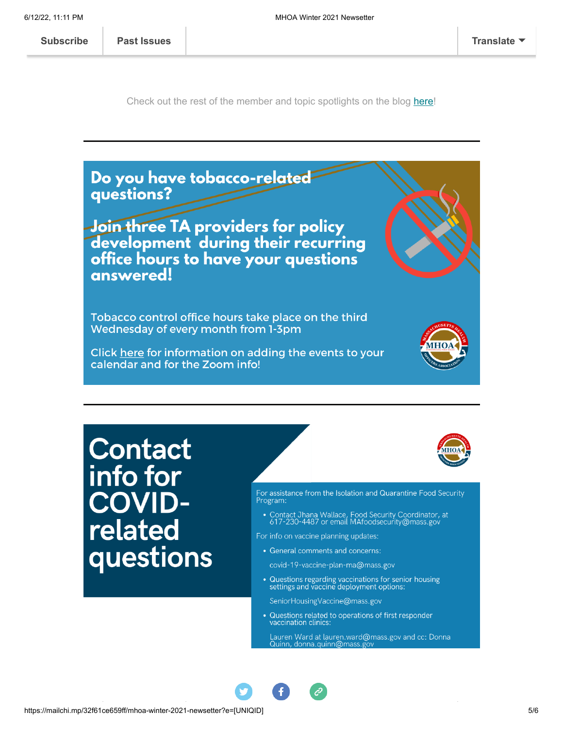Subscribe | Past Issues | Translate

Check out the rest of the member and topic spotlights on the blog here!

---

## Do you have tobacco-related questions?

## Join three TA providers for policy development during their recurring office hours to have your questions answered!

Tobacco control office hours take place on the third Wednesday of every month from 1-3pm

Click here for information on adding the events to your calendar and for the Zoom info!

---

# Contact info for COVID-related questions

For assistance from the Isolation and Quarantine Food Security Program:

- Contact Jhana Wallace, Food Security Coordinator, at 617-230-4487 or email MAfoodsecurity@mass.gov

For info on vaccine planning updates:

- General comments and concerns:

  covid-19-vaccine-plan-ma@mass.gov

- Questions regarding vaccinations for senior housing settings and vaccine deployment options:

  SeniorHousingVaccine@mass.gov

- Questions related to operations of first responder vaccination clinics:

  Lauren Ward at lauren.ward@mass.gov and cc: Donna Quinn, donna.quinn@mass.gov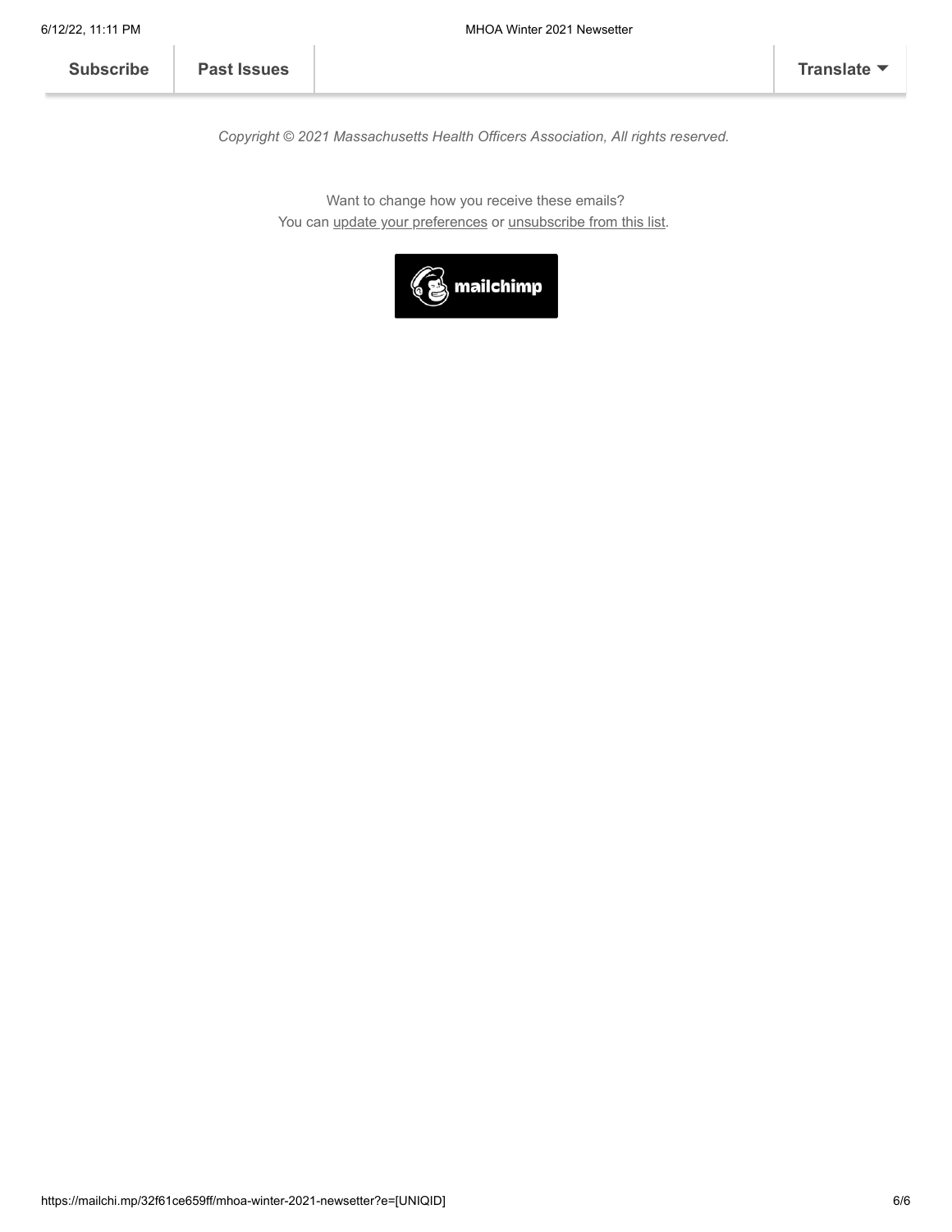Subscribe | Past Issues | Translate ▼

*Copyright © 2021 Massachusetts Health Officers Association, All rights reserved.*

Want to change how you receive these emails?
You can update your preferences or unsubscribe from this list.

mailchimp